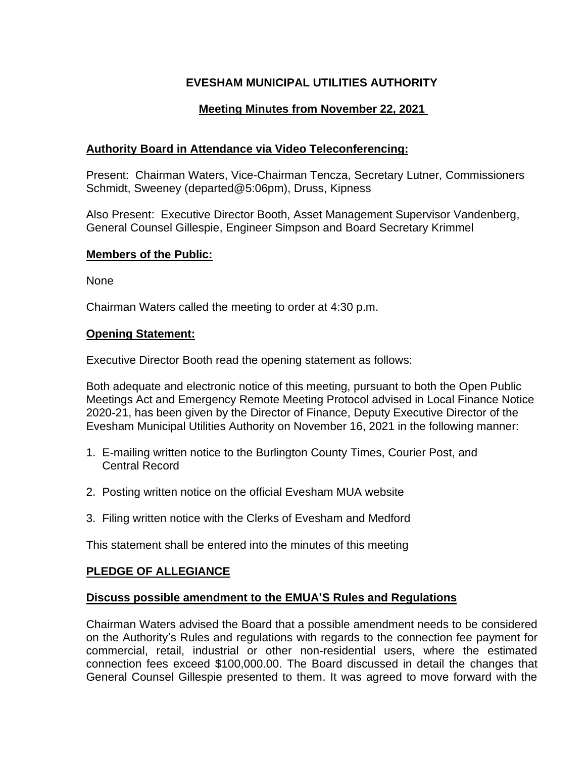# EVESHAM MUNICIPAL UTILITIES AUTHORITY

## Meeting Minutes from November 22, 2021

### Authority Board in Attendance via Video Teleconferencing:

Present: Chairman Waters, Vice-Chairman Tencza, Secretary Lutner, Commissioners Schmidt, Sweeney (departed@5:06pm), Druss, Kipness

Also Present: Executive Director Booth, Asset Management Supervisor Vandenberg, General Counsel Gillespie, Engineer Simpson and Board Secretary Krimmel

### Members of the Public:

None

Chairman Waters called the meeting to order at 4:30 p.m.

### Opening Statement:

Executive Director Booth read the opening statement as follows:

Both adequate and electronic notice of this meeting, pursuant to both the Open Public Meetings Act and Emergency Remote Meeting Protocol advised in Local Finance Notice 2020-21, has been given by the Director of Finance, Deputy Executive Director of the Evesham Municipal Utilities Authority on November 16, 2021 in the following manner:

1. E-mailing written notice to the Burlington County Times, Courier Post, and Central Record
2. Posting written notice on the official Evesham MUA website
3. Filing written notice with the Clerks of Evesham and Medford

This statement shall be entered into the minutes of this meeting

### PLEDGE OF ALLEGIANCE

### Discuss possible amendment to the EMUA'S Rules and Regulations

Chairman Waters advised the Board that a possible amendment needs to be considered on the Authority's Rules and regulations with regards to the connection fee payment for commercial, retail, industrial or other non-residential users, where the estimated connection fees exceed $100,000.00. The Board discussed in detail the changes that General Counsel Gillespie presented to them. It was agreed to move forward with the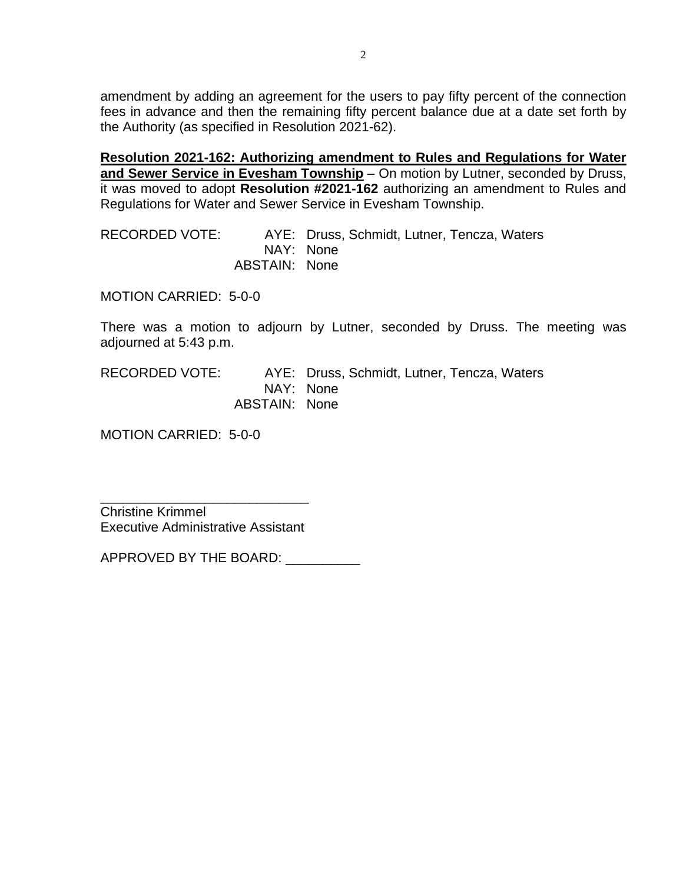amendment by adding an agreement for the users to pay fifty percent of the connection fees in advance and then the remaining fifty percent balance due at a date set forth by the Authority (as specified in Resolution 2021-62).

**Resolution 2021-162: Authorizing amendment to Rules and Regulations for Water and Sewer Service in Evesham Township** – On motion by Lutner, seconded by Druss, it was moved to adopt **Resolution #2021-162** authorizing an amendment to Rules and Regulations for Water and Sewer Service in Evesham Township.

RECORDED VOTE: AYE: Druss, Schmidt, Lutner, Tencza, Waters
NAY: None
ABSTAIN: None

MOTION CARRIED: 5-0-0

There was a motion to adjourn by Lutner, seconded by Druss. The meeting was adjourned at 5:43 p.m.

RECORDED VOTE: AYE: Druss, Schmidt, Lutner, Tencza, Waters
NAY: None
ABSTAIN: None

MOTION CARRIED: 5-0-0

____________________________
Christine Krimmel
Executive Administrative Assistant

APPROVED BY THE BOARD: __________